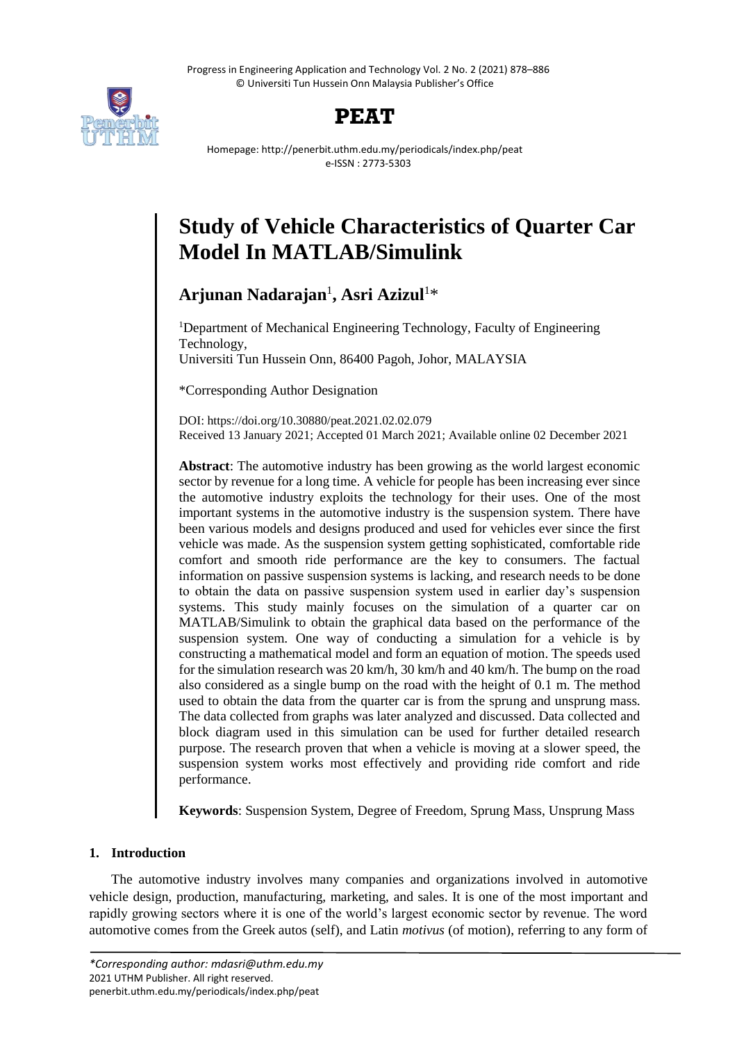# Study of Vehicle Characteristics of Quarter Car Model In MATLAB/Simulink

**Arjunan Nadarajan**[1], **Asri Azizul**[1]*

[1]Department of Mechanical Engineering Technology, Faculty of Engineering Technology,
Universiti Tun Hussein Onn, 86400 Pagoh, Johor, MALAYSIA

*Corresponding Author Designation

DOI: https://doi.org/10.30880/peat.2021.02.02.079
Received 13 January 2021; Accepted 01 March 2021; Available online 02 December 2021

**Abstract**: The automotive industry has been growing as the world largest economic sector by revenue for a long time. A vehicle for people has been increasing ever since the automotive industry exploits the technology for their uses. One of the most important systems in the automotive industry is the suspension system. There have been various models and designs produced and used for vehicles ever since the first vehicle was made. As the suspension system getting sophisticated, comfortable ride comfort and smooth ride performance are the key to consumers. The factual information on passive suspension systems is lacking, and research needs to be done to obtain the data on passive suspension system used in earlier day's suspension systems. This study mainly focuses on the simulation of a quarter car on MATLAB/Simulink to obtain the graphical data based on the performance of the suspension system. One way of conducting a simulation for a vehicle is by constructing a mathematical model and form an equation of motion. The speeds used for the simulation research was 20 km/h, 30 km/h and 40 km/h. The bump on the road also considered as a single bump on the road with the height of 0.1 m. The method used to obtain the data from the quarter car is from the sprung and unsprung mass. The data collected from graphs was later analyzed and discussed. Data collected and block diagram used in this simulation can be used for further detailed research purpose. The research proven that when a vehicle is moving at a slower speed, the suspension system works most effectively and providing ride comfort and ride performance.

**Keywords**: Suspension System, Degree of Freedom, Sprung Mass, Unsprung Mass

## 1. Introduction

The automotive industry involves many companies and organizations involved in automotive vehicle design, production, manufacturing, marketing, and sales. It is one of the most important and rapidly growing sectors where it is one of the world's largest economic sector by revenue. The word automotive comes from the Greek autos (self), and Latin *motivus* (of motion), referring to any form of

*\*Corresponding author: mdasri@uthm.edu.my*
2021 UTHM Publisher. All right reserved.
penerbit.uthm.edu.my/periodicals/index.php/peat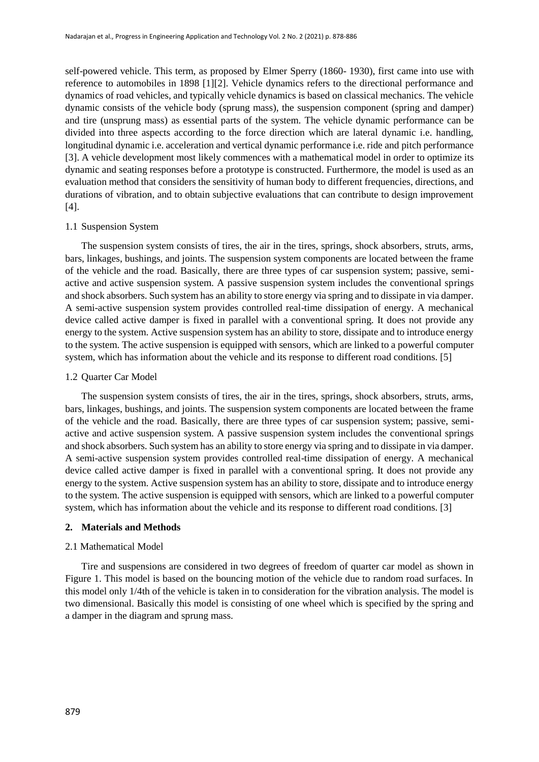self-powered vehicle. This term, as proposed by Elmer Sperry (1860- 1930), first came into use with reference to automobiles in 1898 [1][2]. Vehicle dynamics refers to the directional performance and dynamics of road vehicles, and typically vehicle dynamics is based on classical mechanics. The vehicle dynamic consists of the vehicle body (sprung mass), the suspension component (spring and damper) and tire (unsprung mass) as essential parts of the system. The vehicle dynamic performance can be divided into three aspects according to the force direction which are lateral dynamic i.e. handling, longitudinal dynamic i.e. acceleration and vertical dynamic performance i.e. ride and pitch performance [3]. A vehicle development most likely commences with a mathematical model in order to optimize its dynamic and seating responses before a prototype is constructed. Furthermore, the model is used as an evaluation method that considers the sensitivity of human body to different frequencies, directions, and durations of vibration, and to obtain subjective evaluations that can contribute to design improvement [4].

### 1.1 Suspension System

The suspension system consists of tires, the air in the tires, springs, shock absorbers, struts, arms, bars, linkages, bushings, and joints. The suspension system components are located between the frame of the vehicle and the road. Basically, there are three types of car suspension system; passive, semi-active and active suspension system. A passive suspension system includes the conventional springs and shock absorbers. Such system has an ability to store energy via spring and to dissipate in via damper. A semi-active suspension system provides controlled real-time dissipation of energy. A mechanical device called active damper is fixed in parallel with a conventional spring. It does not provide any energy to the system. Active suspension system has an ability to store, dissipate and to introduce energy to the system. The active suspension is equipped with sensors, which are linked to a powerful computer system, which has information about the vehicle and its response to different road conditions. [5]

### 1.2 Quarter Car Model

The suspension system consists of tires, the air in the tires, springs, shock absorbers, struts, arms, bars, linkages, bushings, and joints. The suspension system components are located between the frame of the vehicle and the road. Basically, there are three types of car suspension system; passive, semi-active and active suspension system. A passive suspension system includes the conventional springs and shock absorbers. Such system has an ability to store energy via spring and to dissipate in via damper. A semi-active suspension system provides controlled real-time dissipation of energy. A mechanical device called active damper is fixed in parallel with a conventional spring. It does not provide any energy to the system. Active suspension system has an ability to store, dissipate and to introduce energy to the system. The active suspension is equipped with sensors, which are linked to a powerful computer system, which has information about the vehicle and its response to different road conditions. [3]

## 2. Materials and Methods

### 2.1 Mathematical Model

Tire and suspensions are considered in two degrees of freedom of quarter car model as shown in Figure 1. This model is based on the bouncing motion of the vehicle due to random road surfaces. In this model only 1/4th of the vehicle is taken in to consideration for the vibration analysis. The model is two dimensional. Basically this model is consisting of one wheel which is specified by the spring and a damper in the diagram and sprung mass.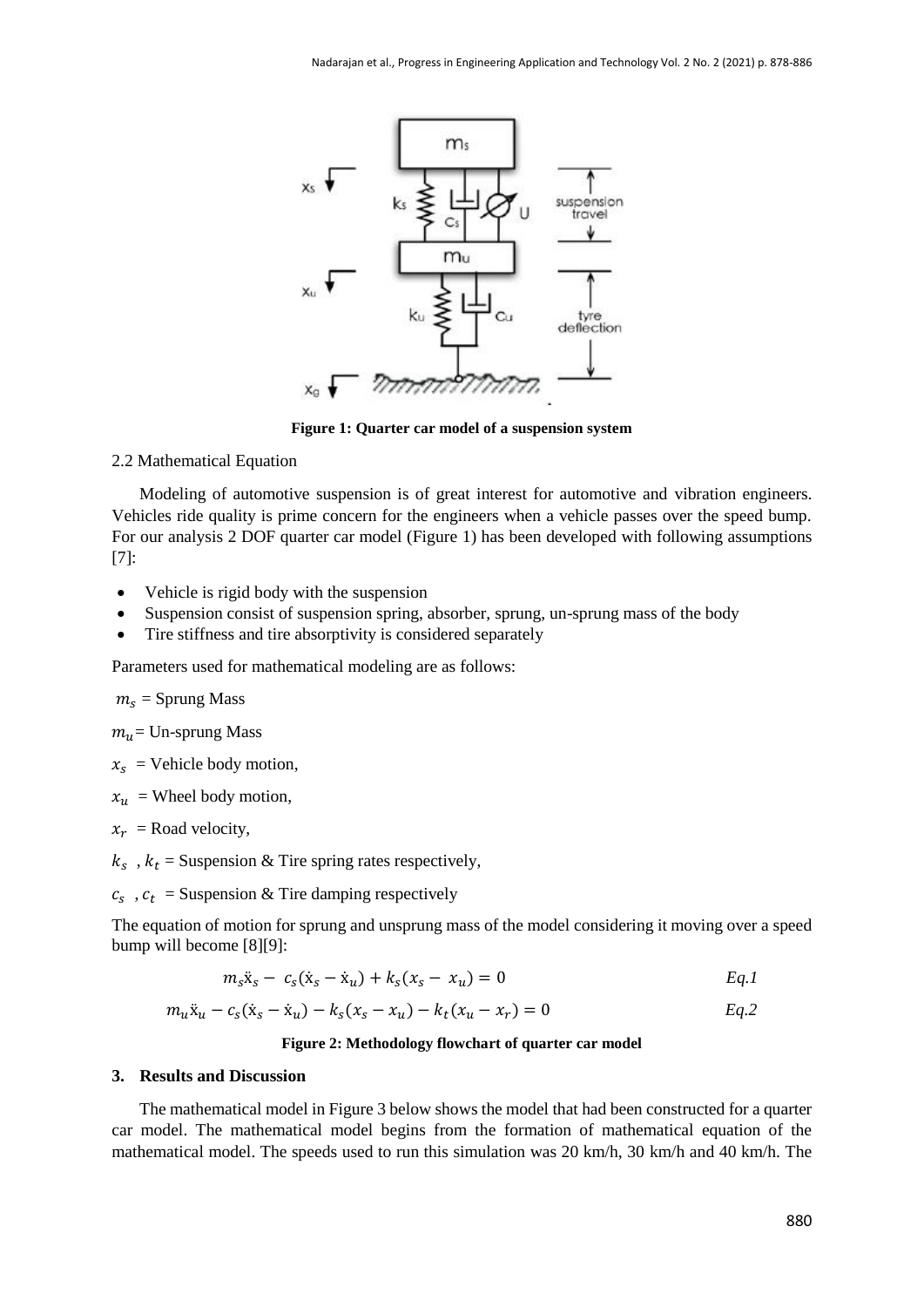**Figure 1: Quarter car model of a suspension system**

2.2 Mathematical Equation

Modeling of automotive suspension is of great interest for automotive and vibration engineers. Vehicles ride quality is prime concern for the engineers when a vehicle passes over the speed bump. For our analysis 2 DOF quarter car model (Figure 1) has been developed with following assumptions [7]:

- Vehicle is rigid body with the suspension
- Suspension consist of suspension spring, absorber, sprung, un-sprung mass of the body
- Tire stiffness and tire absorptivity is considered separately

Parameters used for mathematical modeling are as follows:

$m_s$ = Sprung Mass

$m_u$= Un-sprung Mass

$x_s$ = Vehicle body motion,

$x_u$ = Wheel body motion,

$x_r$ = Road velocity,

$k_s$ , $k_t$ = Suspension & Tire spring rates respectively,

$c_s$ , $c_t$ = Suspension & Tire damping respectively

The equation of motion for sprung and unsprung mass of the model considering it moving over a speed bump will become [8][9]:

$$m_s\ddot{x}_s - c_s(\dot{x}_s - \dot{x}_u) + k_s(x_s - x_u) = 0 \qquad Eq.1$$

$$m_u\ddot{x}_u - c_s(\dot{x}_s - \dot{x}_u) - k_s(x_s - x_u) - k_t(x_u - x_r) = 0 \qquad Eq.2$$

**Figure 2: Methodology flowchart of quarter car model**

## 3. Results and Discussion

The mathematical model in Figure 3 below shows the model that had been constructed for a quarter car model. The mathematical model begins from the formation of mathematical equation of the mathematical model. The speeds used to run this simulation was 20 km/h, 30 km/h and 40 km/h. The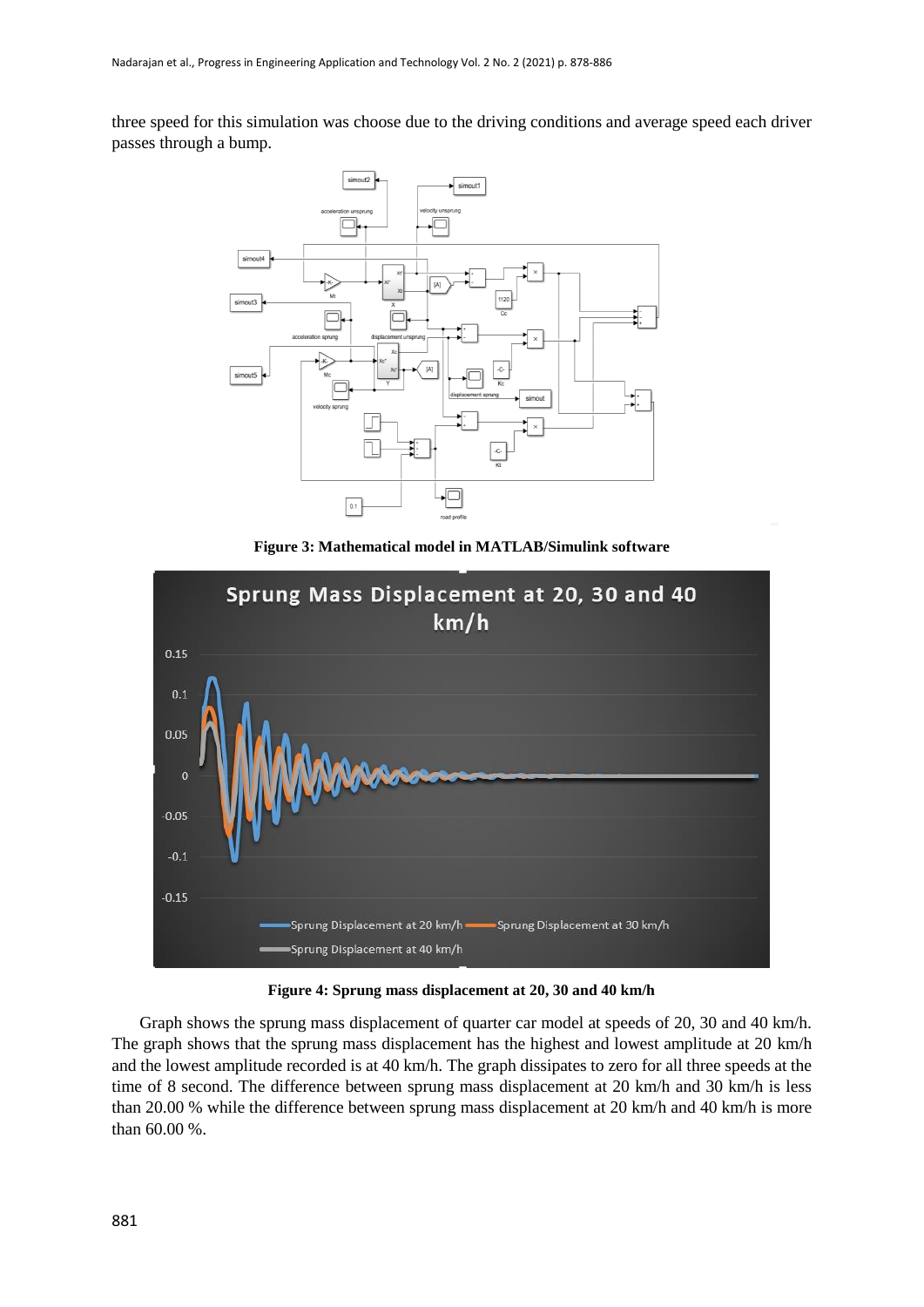three speed for this simulation was choose due to the driving conditions and average speed each driver passes through a bump.

**Figure 3: Mathematical model in MATLAB/Simulink software**

**Figure 4: Sprung mass displacement at 20, 30 and 40 km/h**

Graph shows the sprung mass displacement of quarter car model at speeds of 20, 30 and 40 km/h. The graph shows that the sprung mass displacement has the highest and lowest amplitude at 20 km/h and the lowest amplitude recorded is at 40 km/h. The graph dissipates to zero for all three speeds at the time of 8 second. The difference between sprung mass displacement at 20 km/h and 30 km/h is less than 20.00 % while the difference between sprung mass displacement at 20 km/h and 40 km/h is more than 60.00 %.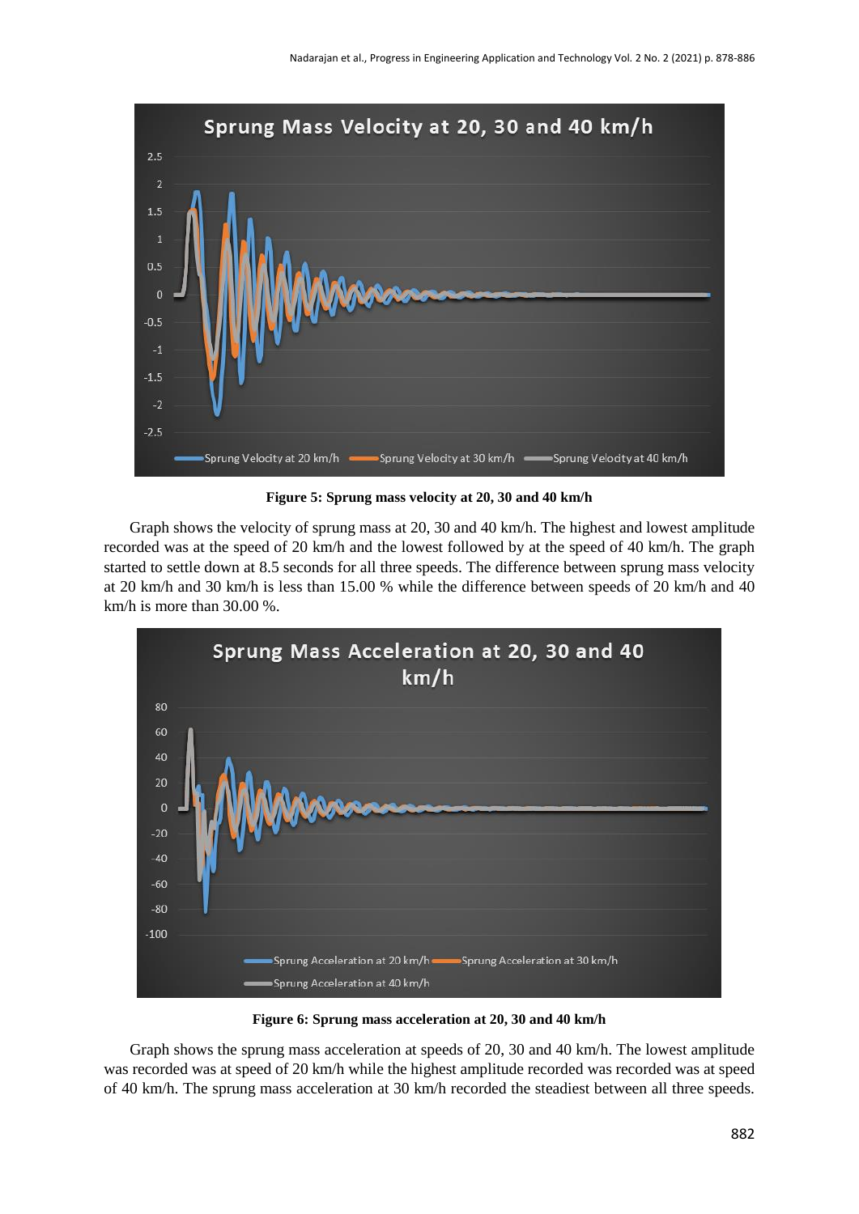**Figure 5: Sprung mass velocity at 20, 30 and 40 km/h**

Graph shows the velocity of sprung mass at 20, 30 and 40 km/h. The highest and lowest amplitude recorded was at the speed of 20 km/h and the lowest followed by at the speed of 40 km/h. The graph started to settle down at 8.5 seconds for all three speeds. The difference between sprung mass velocity at 20 km/h and 30 km/h is less than 15.00 % while the difference between speeds of 20 km/h and 40 km/h is more than 30.00 %.

**Figure 6: Sprung mass acceleration at 20, 30 and 40 km/h**

Graph shows the sprung mass acceleration at speeds of 20, 30 and 40 km/h. The lowest amplitude was recorded was at speed of 20 km/h while the highest amplitude recorded was recorded was at speed of 40 km/h. The sprung mass acceleration at 30 km/h recorded the steadiest between all three speeds.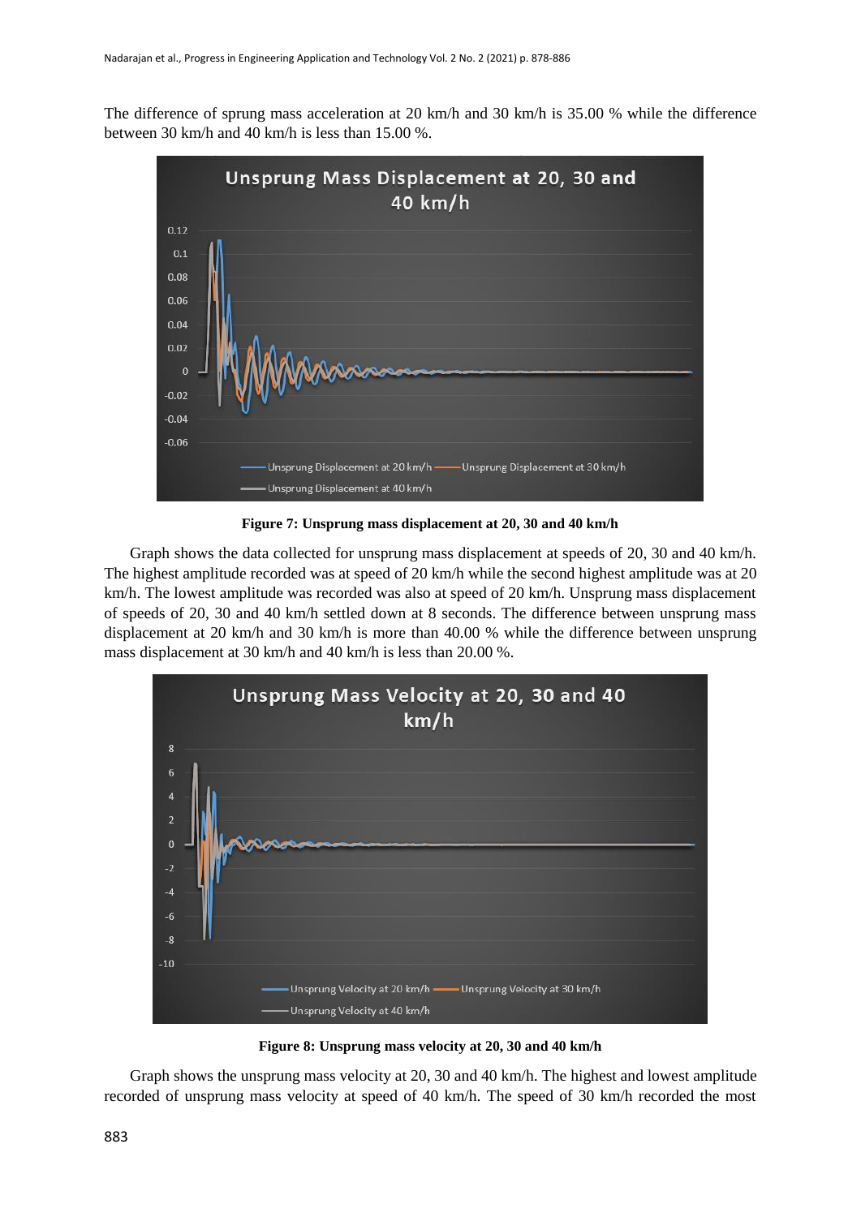The difference of sprung mass acceleration at 20 km/h and 30 km/h is 35.00 % while the difference between 30 km/h and 40 km/h is less than 15.00 %.

**Figure 7: Unsprung mass displacement at 20, 30 and 40 km/h**

Graph shows the data collected for unsprung mass displacement at speeds of 20, 30 and 40 km/h. The highest amplitude recorded was at speed of 20 km/h while the second highest amplitude was at 20 km/h. The lowest amplitude was recorded was also at speed of 20 km/h. Unsprung mass displacement of speeds of 20, 30 and 40 km/h settled down at 8 seconds. The difference between unsprung mass displacement at 20 km/h and 30 km/h is more than 40.00 % while the difference between unsprung mass displacement at 30 km/h and 40 km/h is less than 20.00 %.

**Figure 8: Unsprung mass velocity at 20, 30 and 40 km/h**

Graph shows the unsprung mass velocity at 20, 30 and 40 km/h. The highest and lowest amplitude recorded of unsprung mass velocity at speed of 40 km/h. The speed of 30 km/h recorded the most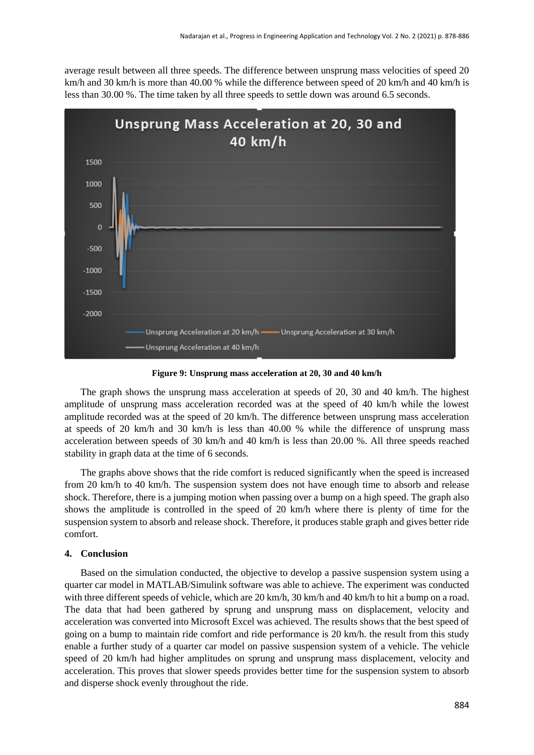average result between all three speeds. The difference between unsprung mass velocities of speed 20 km/h and 30 km/h is more than 40.00 % while the difference between speed of 20 km/h and 40 km/h is less than 30.00 %. The time taken by all three speeds to settle down was around 6.5 seconds.

**Figure 9: Unsprung mass acceleration at 20, 30 and 40 km/h**

The graph shows the unsprung mass acceleration at speeds of 20, 30 and 40 km/h. The highest amplitude of unsprung mass acceleration recorded was at the speed of 40 km/h while the lowest amplitude recorded was at the speed of 20 km/h. The difference between unsprung mass acceleration at speeds of 20 km/h and 30 km/h is less than 40.00 % while the difference of unsprung mass acceleration between speeds of 30 km/h and 40 km/h is less than 20.00 %. All three speeds reached stability in graph data at the time of 6 seconds.

The graphs above shows that the ride comfort is reduced significantly when the speed is increased from 20 km/h to 40 km/h. The suspension system does not have enough time to absorb and release shock. Therefore, there is a jumping motion when passing over a bump on a high speed. The graph also shows the amplitude is controlled in the speed of 20 km/h where there is plenty of time for the suspension system to absorb and release shock. Therefore, it produces stable graph and gives better ride comfort.

## 4. Conclusion

Based on the simulation conducted, the objective to develop a passive suspension system using a quarter car model in MATLAB/Simulink software was able to achieve. The experiment was conducted with three different speeds of vehicle, which are 20 km/h, 30 km/h and 40 km/h to hit a bump on a road. The data that had been gathered by sprung and unsprung mass on displacement, velocity and acceleration was converted into Microsoft Excel was achieved. The results shows that the best speed of going on a bump to maintain ride comfort and ride performance is 20 km/h. the result from this study enable a further study of a quarter car model on passive suspension system of a vehicle. The vehicle speed of 20 km/h had higher amplitudes on sprung and unsprung mass displacement, velocity and acceleration. This proves that slower speeds provides better time for the suspension system to absorb and disperse shock evenly throughout the ride.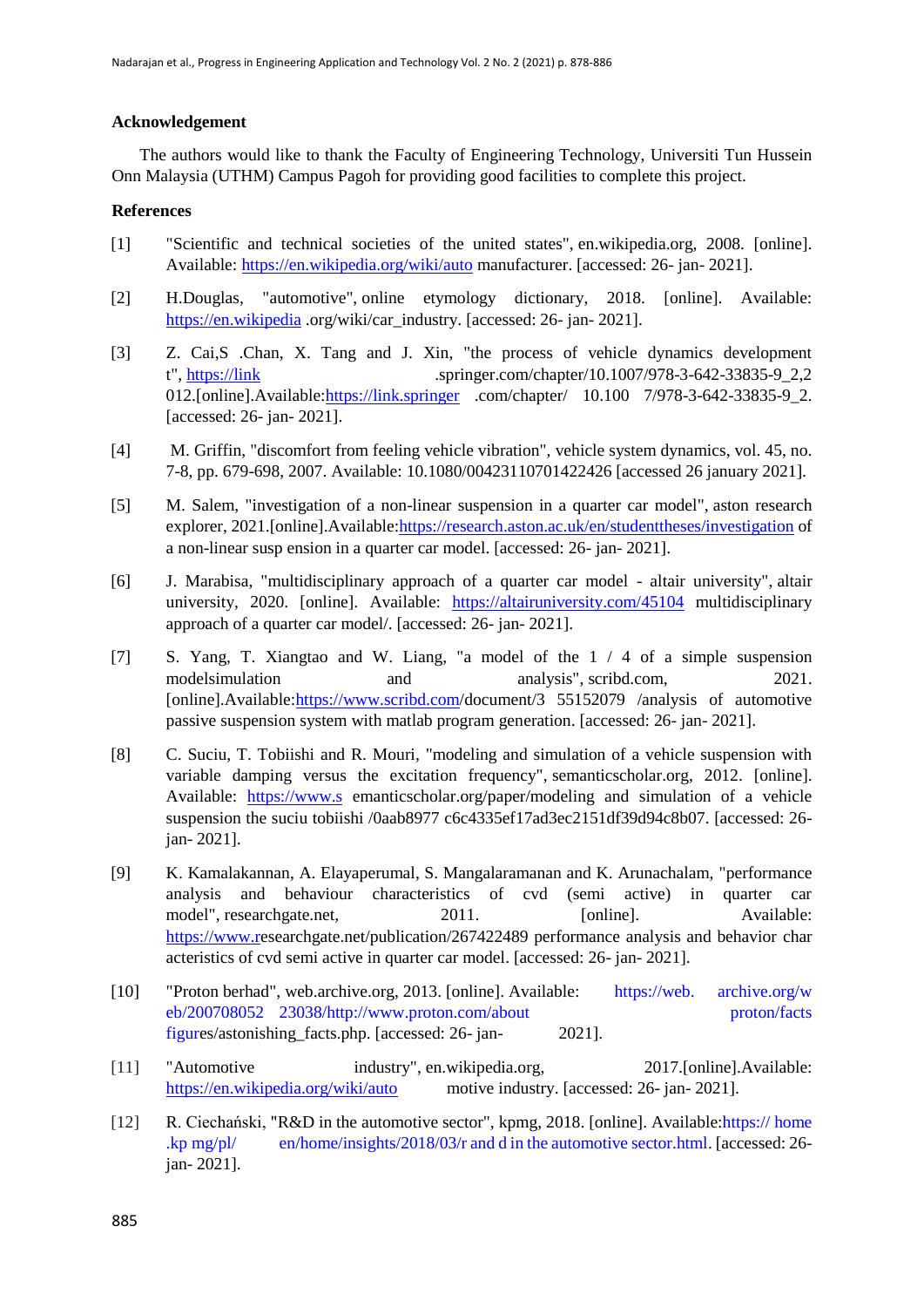### Acknowledgement

The authors would like to thank the Faculty of Engineering Technology, Universiti Tun Hussein Onn Malaysia (UTHM) Campus Pagoh for providing good facilities to complete this project.

### References

[1] "Scientific and technical societies of the united states", en.wikipedia.org, 2008. [online]. Available: https://en.wikipedia.org/wiki/auto manufacturer. [accessed: 26- jan- 2021].

[2] H.Douglas, "automotive", online etymology dictionary, 2018. [online]. Available: https://en.wikipedia .org/wiki/car_industry. [accessed: 26- jan- 2021].

[3] Z. Cai,S .Chan, X. Tang and J. Xin, "the process of vehicle dynamics development t", https://link .springer.com/chapter/10.1007/978-3-642-33835-9_2,2 012.[online].Available:https://link.springer .com/chapter/ 10.100 7/978-3-642-33835-9_2. [accessed: 26- jan- 2021].

[4] M. Griffin, "discomfort from feeling vehicle vibration", vehicle system dynamics, vol. 45, no. 7-8, pp. 679-698, 2007. Available: 10.1080/00423110701422426 [accessed 26 january 2021].

[5] M. Salem, "investigation of a non-linear suspension in a quarter car model", aston research explorer, 2021.[online].Available:https://research.aston.ac.uk/en/studenttheses/investigation of a non-linear susp ension in a quarter car model. [accessed: 26- jan- 2021].

[6] J. Marabisa, "multidisciplinary approach of a quarter car model - altair university", altair university, 2020. [online]. Available: https://altairuniversity.com/45104 multidisciplinary approach of a quarter car model/. [accessed: 26- jan- 2021].

[7] S. Yang, T. Xiangtao and W. Liang, "a model of the 1 / 4 of a simple suspension modelsimulation and analysis", scribd.com, 2021. [online].Available:https://www.scribd.com/document/3 55152079 /analysis of automotive passive suspension system with matlab program generation. [accessed: 26- jan- 2021].

[8] C. Suciu, T. Tobiishi and R. Mouri, "modeling and simulation of a vehicle suspension with variable damping versus the excitation frequency", semanticscholar.org, 2012. [online]. Available: https://www.s emanticscholar.org/paper/modeling and simulation of a vehicle suspension the suciu tobiishi /0aab8977 c6c4335ef17ad3ec2151df39d94c8b07. [accessed: 26- jan- 2021].

[9] K. Kamalakannan, A. Elayaperumal, S. Mangalaramanan and K. Arunachalam, "performance analysis and behaviour characteristics of cvd (semi active) in quarter car model", researchgate.net, 2011. [online]. Available: https://www.researchgate.net/publication/267422489 performance analysis and behavior char acteristics of cvd semi active in quarter car model. [accessed: 26- jan- 2021].

[10] "Proton berhad", web.archive.org, 2013. [online]. Available: https://web. archive.org/w eb/200708052 23038/http://www.proton.com/about proton/facts figures/astonishing_facts.php. [accessed: 26- jan- 2021].

[11] "Automotive industry", en.wikipedia.org, 2017.[online].Available: https://en.wikipedia.org/wiki/auto motive industry. [accessed: 26- jan- 2021].

[12] R. Ciechański, "R&D in the automotive sector", kpmg, 2018. [online]. Available:https:// home .kp mg/pl/ en/home/insights/2018/03/r and d in the automotive sector.html. [accessed: 26- jan- 2021].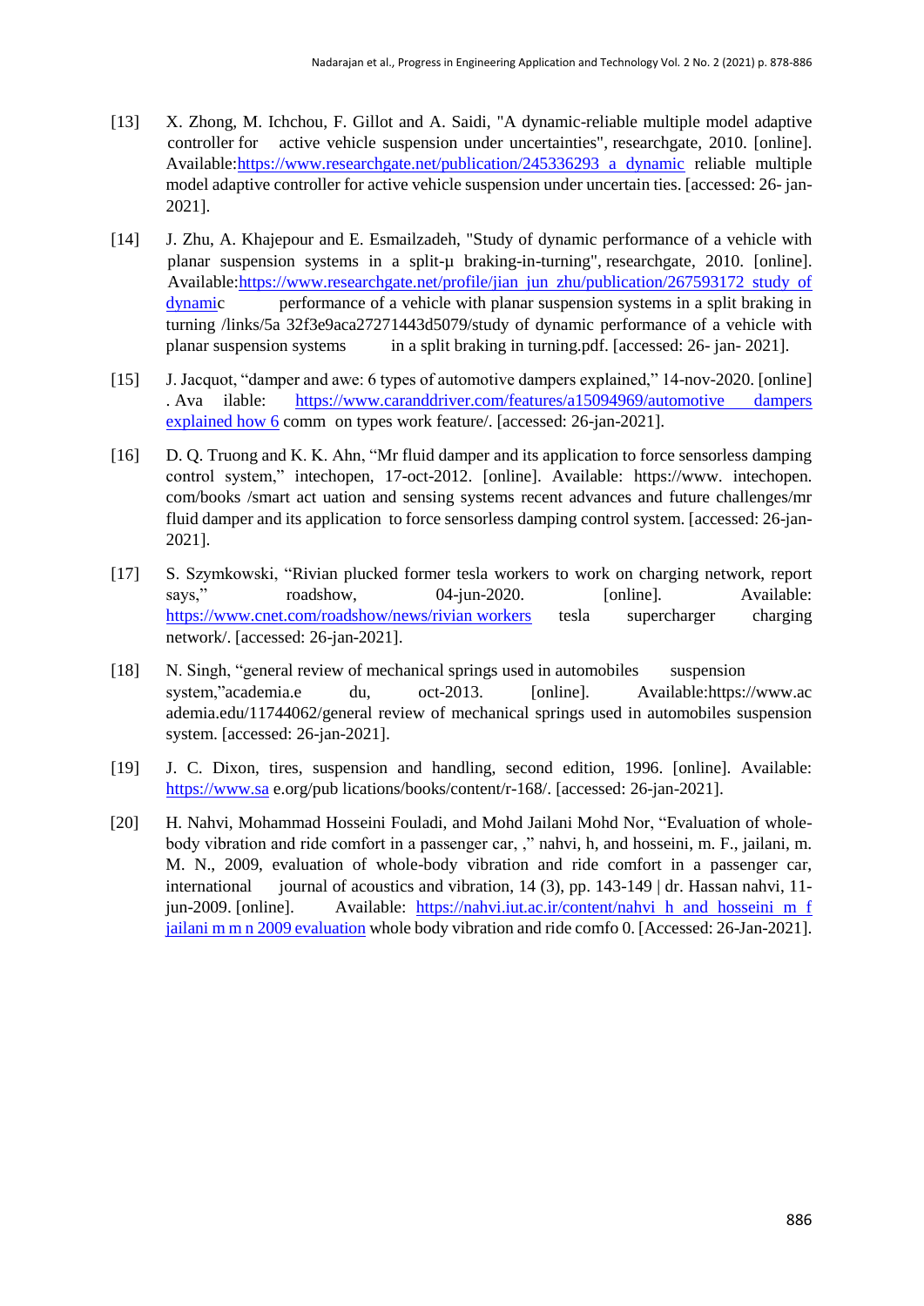[13] X. Zhong, M. Ichchou, F. Gillot and A. Saidi, "A dynamic-reliable multiple model adaptive controller for active vehicle suspension under uncertainties", researchgate, 2010. [online]. Available:https://www.researchgate.net/publication/245336293 a dynamic reliable multiple model adaptive controller for active vehicle suspension under uncertain ties. [accessed: 26- jan-2021].

[14] J. Zhu, A. Khajepour and E. Esmailzadeh, "Study of dynamic performance of a vehicle with planar suspension systems in a split-μ braking-in-turning", researchgate, 2010. [online]. Available:https://www.researchgate.net/profile/jian jun zhu/publication/267593172 study of dynamic performance of a vehicle with planar suspension systems in a split braking in turning /links/5a 32f3e9aca27271443d5079/study of dynamic performance of a vehicle with planar suspension systems in a split braking in turning.pdf. [accessed: 26- jan- 2021].

[15] J. Jacquot, "damper and awe: 6 types of automotive dampers explained," 14-nov-2020. [online] . Ava ilable: https://www.caranddriver.com/features/a15094969/automotive dampers explained how 6 comm on types work feature/. [accessed: 26-jan-2021].

[16] D. Q. Truong and K. K. Ahn, "Mr fluid damper and its application to force sensorless damping control system," intechopen, 17-oct-2012. [online]. Available: https://www. intechopen. com/books /smart act uation and sensing systems recent advances and future challenges/mr fluid damper and its application to force sensorless damping control system. [accessed: 26-jan-2021].

[17] S. Szymkowski, "Rivian plucked former tesla workers to work on charging network, report says," roadshow, 04-jun-2020. [online]. Available: https://www.cnet.com/roadshow/news/rivian workers tesla supercharger charging network/. [accessed: 26-jan-2021].

[18] N. Singh, "general review of mechanical springs used in automobiles suspension system,"academia.e du, oct-2013. [online]. Available:https://www.academia.edu/11744062/general review of mechanical springs used in automobiles suspension system. [accessed: 26-jan-2021].

[19] J. C. Dixon, tires, suspension and handling, second edition, 1996. [online]. Available: https://www.sa e.org/pub lications/books/content/r-168/. [accessed: 26-jan-2021].

[20] H. Nahvi, Mohammad Hosseini Fouladi, and Mohd Jailani Mohd Nor, "Evaluation of whole-body vibration and ride comfort in a passenger car, ," nahvi, h, and hosseini, m. F., jailani, m. M. N., 2009, evaluation of whole-body vibration and ride comfort in a passenger car, international journal of acoustics and vibration, 14 (3), pp. 143-149 | dr. Hassan nahvi, 11-jun-2009. [online]. Available: https://nahvi.iut.ac.ir/content/nahvi h and hosseini m f jailani m m n 2009 evaluation whole body vibration and ride comfo 0. [Accessed: 26-Jan-2021].